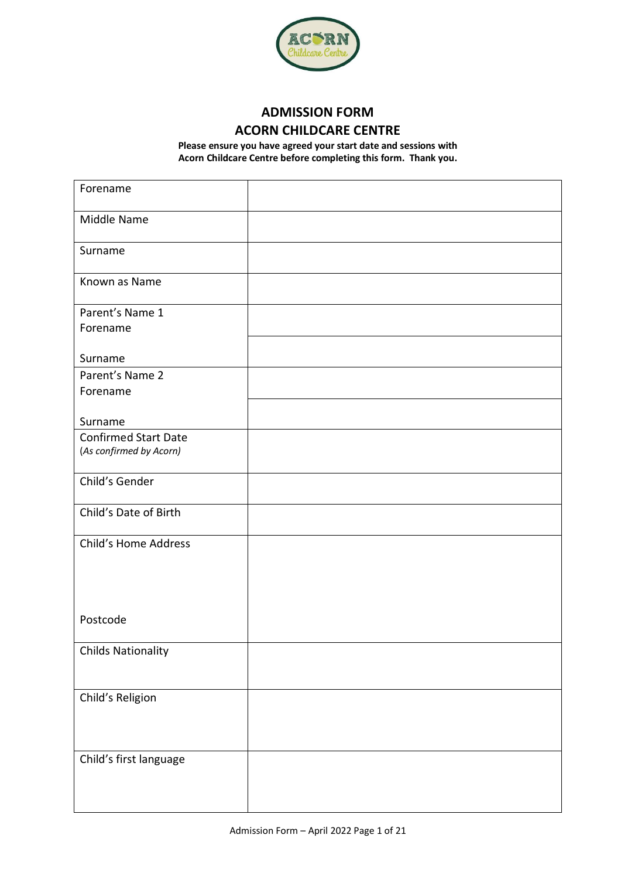# ADMISSION FORM

## ACORN CHILDCARE CENTRE

**Please ensure you have agreed your start date and sessions with Acorn Childcare Centre before completing this form. Thank you.**

| | |
|---|---|
| Forename | |
| Middle Name | |
| Surname | |
| Known as Name | |
| Parent's Name 1<br>Forename | |
| Surname | |
| Parent's Name 2<br>Forename | |
| Surname | |
| Confirmed Start Date<br>*(As confirmed by Acorn)* | |
| Child's Gender | |
| Child's Date of Birth | |
| Child's Home Address<br><br><br><br>Postcode | |
| Childs Nationality | |
| Child's Religion | |
| Child's first language | |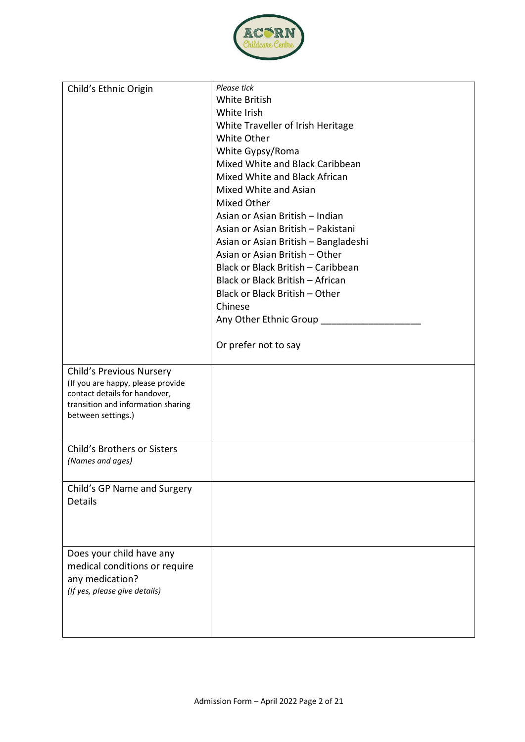| | |
|---|---|
| Child's Ethnic Origin | *Please tick*<br>White British<br>White Irish<br>White Traveller of Irish Heritage<br>White Other<br>White Gypsy/Roma<br>Mixed White and Black Caribbean<br>Mixed White and Black African<br>Mixed White and Asian<br>Mixed Other<br>Asian or Asian British – Indian<br>Asian or Asian British – Pakistani<br>Asian or Asian British – Bangladeshi<br>Asian or Asian British – Other<br>Black or Black British – Caribbean<br>Black or Black British – African<br>Black or Black British – Other<br>Chinese<br>Any Other Ethnic Group ___________________<br><br>Or prefer not to say |
| Child's Previous Nursery<br>(If you are happy, please provide contact details for handover, transition and information sharing between settings.) | |
| Child's Brothers or Sisters<br>*(Names and ages)* | |
| Child's GP Name and Surgery Details | |
| Does your child have any medical conditions or require any medication?<br>*(If yes, please give details)* | |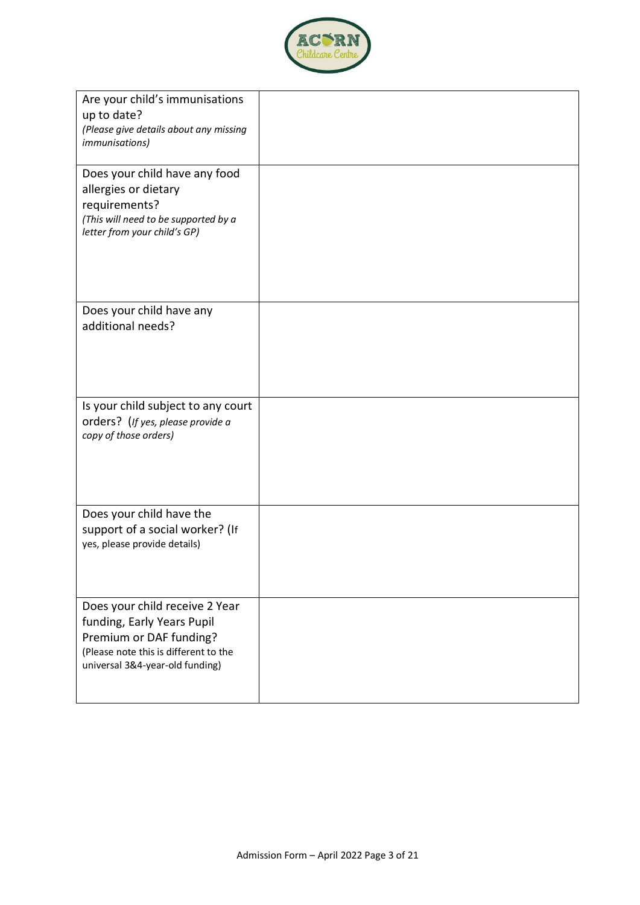| Question | Answer |
| --- | --- |
| Are your child's immunisations up to date? *(Please give details about any missing immunisations)* | |
| Does your child have any food allergies or dietary requirements? *(This will need to be supported by a letter from your child's GP)* | |
| Does your child have any additional needs? | |
| Is your child subject to any court orders? (*If yes, please provide a copy of those orders)* | |
| Does your child have the support of a social worker? (If yes, please provide details) | |
| Does your child receive 2 Year funding, Early Years Pupil Premium or DAF funding? (Please note this is different to the universal 3&4-year-old funding) | |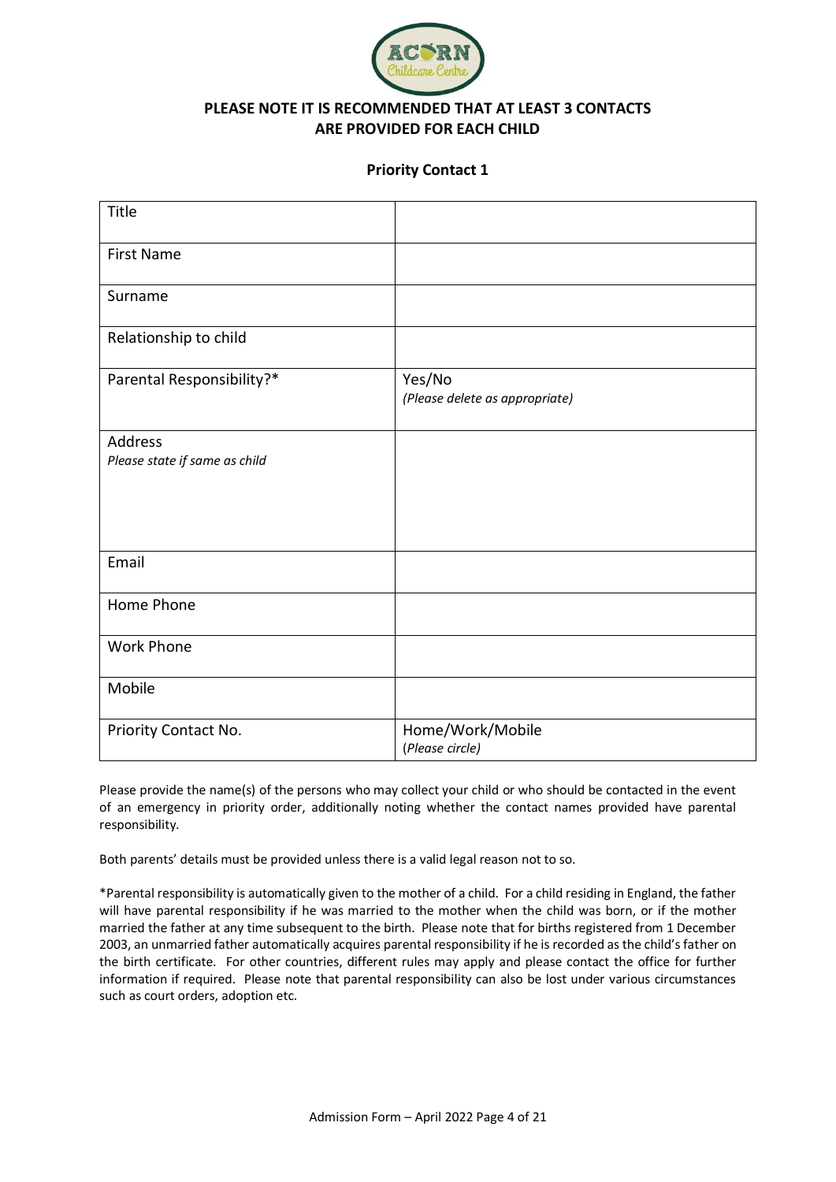**PLEASE NOTE IT IS RECOMMENDED THAT AT LEAST 3 CONTACTS ARE PROVIDED FOR EACH CHILD**

### Priority Contact 1

| | |
|---|---|
| Title | |
| First Name | |
| Surname | |
| Relationship to child | |
| Parental Responsibility?* | Yes/No *(Please delete as appropriate)* |
| Address *Please state if same as child* | |
| Email | |
| Home Phone | |
| Work Phone | |
| Mobile | |
| Priority Contact No. | Home/Work/Mobile (*Please circle)* |

Please provide the name(s) of the persons who may collect your child or who should be contacted in the event of an emergency in priority order, additionally noting whether the contact names provided have parental responsibility.

Both parents' details must be provided unless there is a valid legal reason not to so.

*Parental responsibility is automatically given to the mother of a child. For a child residing in England, the father will have parental responsibility if he was married to the mother when the child was born, or if the mother married the father at any time subsequent to the birth. Please note that for births registered from 1 December 2003, an unmarried father automatically acquires parental responsibility if he is recorded as the child's father on the birth certificate. For other countries, different rules may apply and please contact the office for further information if required. Please note that parental responsibility can also be lost under various circumstances such as court orders, adoption etc.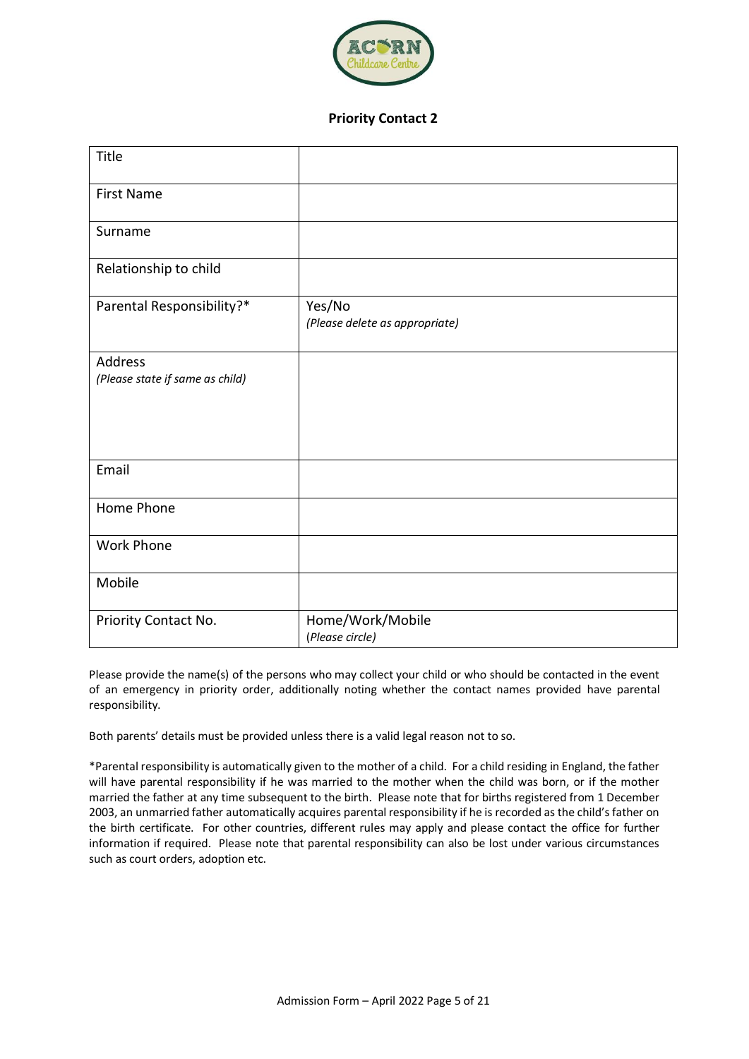## Priority Contact 2

| | |
|---|---|
| Title | |
| First Name | |
| Surname | |
| Relationship to child | |
| Parental Responsibility?* | Yes/No *(Please delete as appropriate)* |
| Address *(Please state if same as child)* | |
| Email | |
| Home Phone | |
| Work Phone | |
| Mobile | |
| Priority Contact No. | Home/Work/Mobile *(Please circle)* |

Please provide the name(s) of the persons who may collect your child or who should be contacted in the event of an emergency in priority order, additionally noting whether the contact names provided have parental responsibility.

Both parents' details must be provided unless there is a valid legal reason not to so.

*Parental responsibility is automatically given to the mother of a child. For a child residing in England, the father will have parental responsibility if he was married to the mother when the child was born, or if the mother married the father at any time subsequent to the birth. Please note that for births registered from 1 December 2003, an unmarried father automatically acquires parental responsibility if he is recorded as the child's father on the birth certificate. For other countries, different rules may apply and please contact the office for further information if required. Please note that parental responsibility can also be lost under various circumstances such as court orders, adoption etc.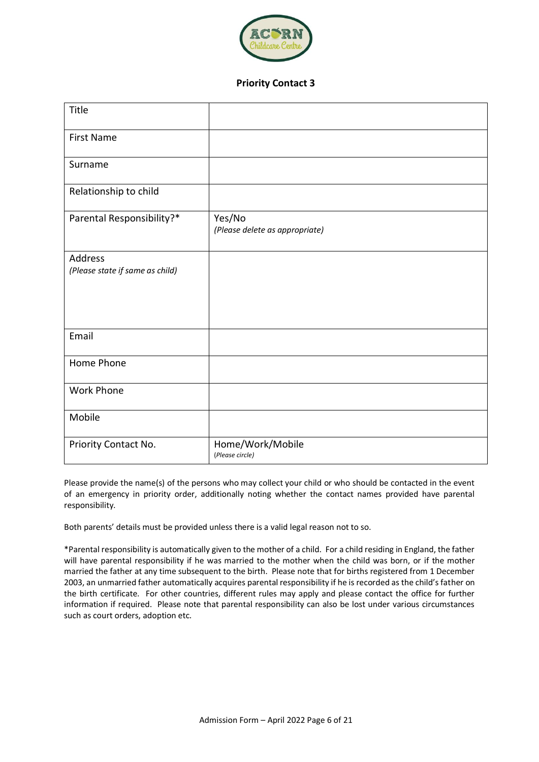## Priority Contact 3

| | |
|---|---|
| Title | |
| First Name | |
| Surname | |
| Relationship to child | |
| Parental Responsibility?* | Yes/No *(Please delete as appropriate)* |
| Address *(Please state if same as child)* | |
| Email | |
| Home Phone | |
| Work Phone | |
| Mobile | |
| Priority Contact No. | Home/Work/Mobile (*Please circle)* |

Please provide the name(s) of the persons who may collect your child or who should be contacted in the event of an emergency in priority order, additionally noting whether the contact names provided have parental responsibility.

Both parents' details must be provided unless there is a valid legal reason not to so.

*Parental responsibility is automatically given to the mother of a child. For a child residing in England, the father will have parental responsibility if he was married to the mother when the child was born, or if the mother married the father at any time subsequent to the birth. Please note that for births registered from 1 December 2003, an unmarried father automatically acquires parental responsibility if he is recorded as the child's father on the birth certificate. For other countries, different rules may apply and please contact the office for further information if required. Please note that parental responsibility can also be lost under various circumstances such as court orders, adoption etc.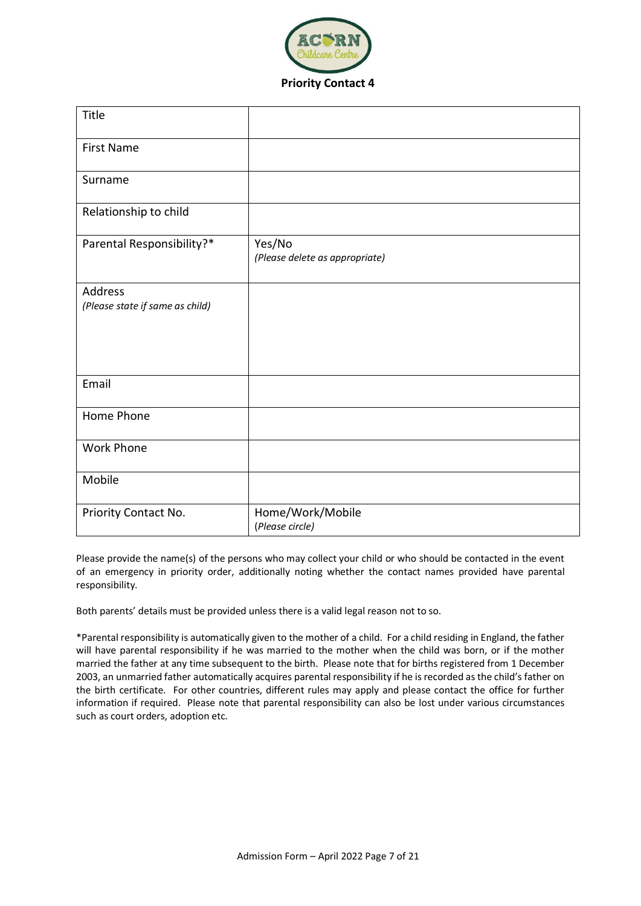**Priority Contact 4**

| Title | |
|---|---|
| First Name | |
| Surname | |
| Relationship to child | |
| Parental Responsibility?* | Yes/No *(Please delete as appropriate)* |
| Address *(Please state if same as child)* | |
| Email | |
| Home Phone | |
| Work Phone | |
| Mobile | |
| Priority Contact No. | Home/Work/Mobile *(Please circle)* |

Please provide the name(s) of the persons who may collect your child or who should be contacted in the event of an emergency in priority order, additionally noting whether the contact names provided have parental responsibility.

Both parents' details must be provided unless there is a valid legal reason not to so.

*Parental responsibility is automatically given to the mother of a child. For a child residing in England, the father will have parental responsibility if he was married to the mother when the child was born, or if the mother married the father at any time subsequent to the birth. Please note that for births registered from 1 December 2003, an unmarried father automatically acquires parental responsibility if he is recorded as the child's father on the birth certificate. For other countries, different rules may apply and please contact the office for further information if required. Please note that parental responsibility can also be lost under various circumstances such as court orders, adoption etc.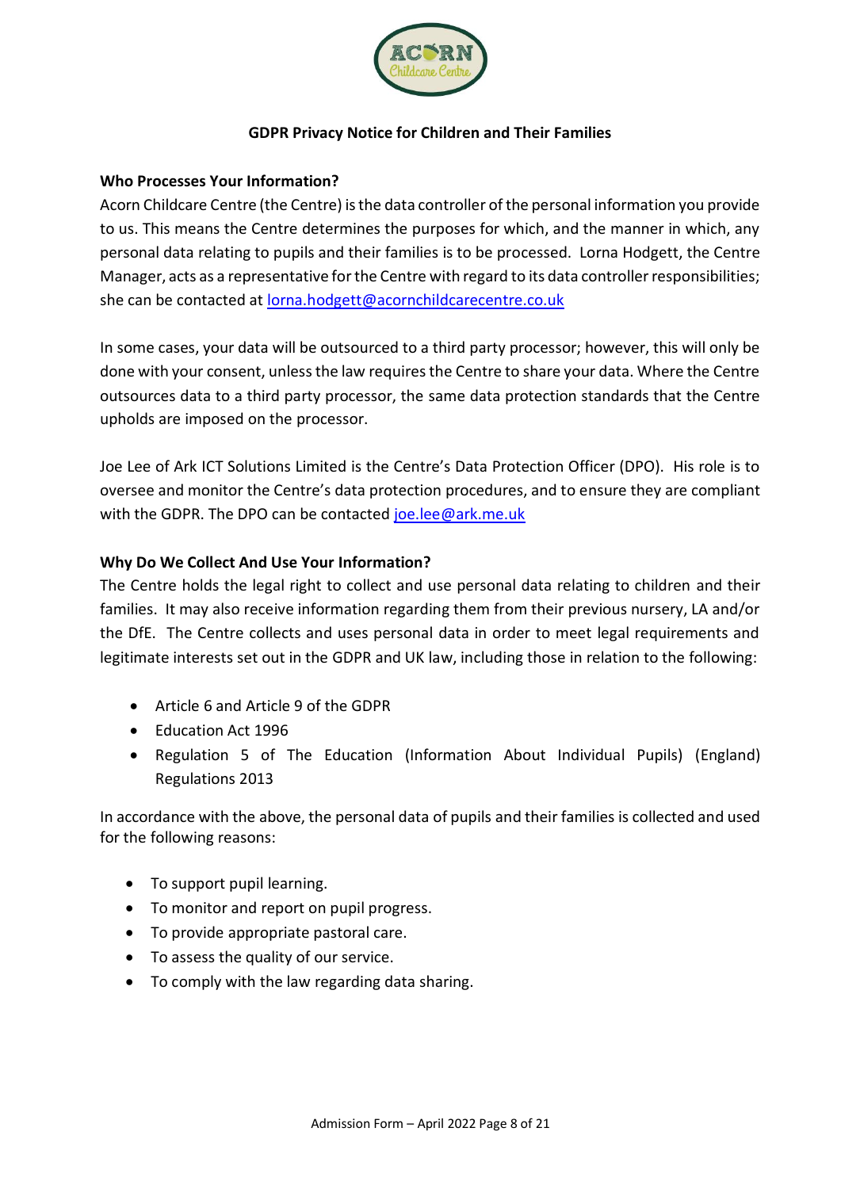## GDPR Privacy Notice for Children and Their Families

**Who Processes Your Information?**

Acorn Childcare Centre (the Centre) is the data controller of the personal information you provide to us. This means the Centre determines the purposes for which, and the manner in which, any personal data relating to pupils and their families is to be processed. Lorna Hodgett, the Centre Manager, acts as a representative for the Centre with regard to its data controller responsibilities; she can be contacted at lorna.hodgett@acornchildcarecentre.co.uk

In some cases, your data will be outsourced to a third party processor; however, this will only be done with your consent, unless the law requires the Centre to share your data. Where the Centre outsources data to a third party processor, the same data protection standards that the Centre upholds are imposed on the processor.

Joe Lee of Ark ICT Solutions Limited is the Centre's Data Protection Officer (DPO). His role is to oversee and monitor the Centre's data protection procedures, and to ensure they are compliant with the GDPR. The DPO can be contacted joe.lee@ark.me.uk

**Why Do We Collect And Use Your Information?**

The Centre holds the legal right to collect and use personal data relating to children and their families. It may also receive information regarding them from their previous nursery, LA and/or the DfE. The Centre collects and uses personal data in order to meet legal requirements and legitimate interests set out in the GDPR and UK law, including those in relation to the following:

- Article 6 and Article 9 of the GDPR
- Education Act 1996
- Regulation 5 of The Education (Information About Individual Pupils) (England) Regulations 2013

In accordance with the above, the personal data of pupils and their families is collected and used for the following reasons:

- To support pupil learning.
- To monitor and report on pupil progress.
- To provide appropriate pastoral care.
- To assess the quality of our service.
- To comply with the law regarding data sharing.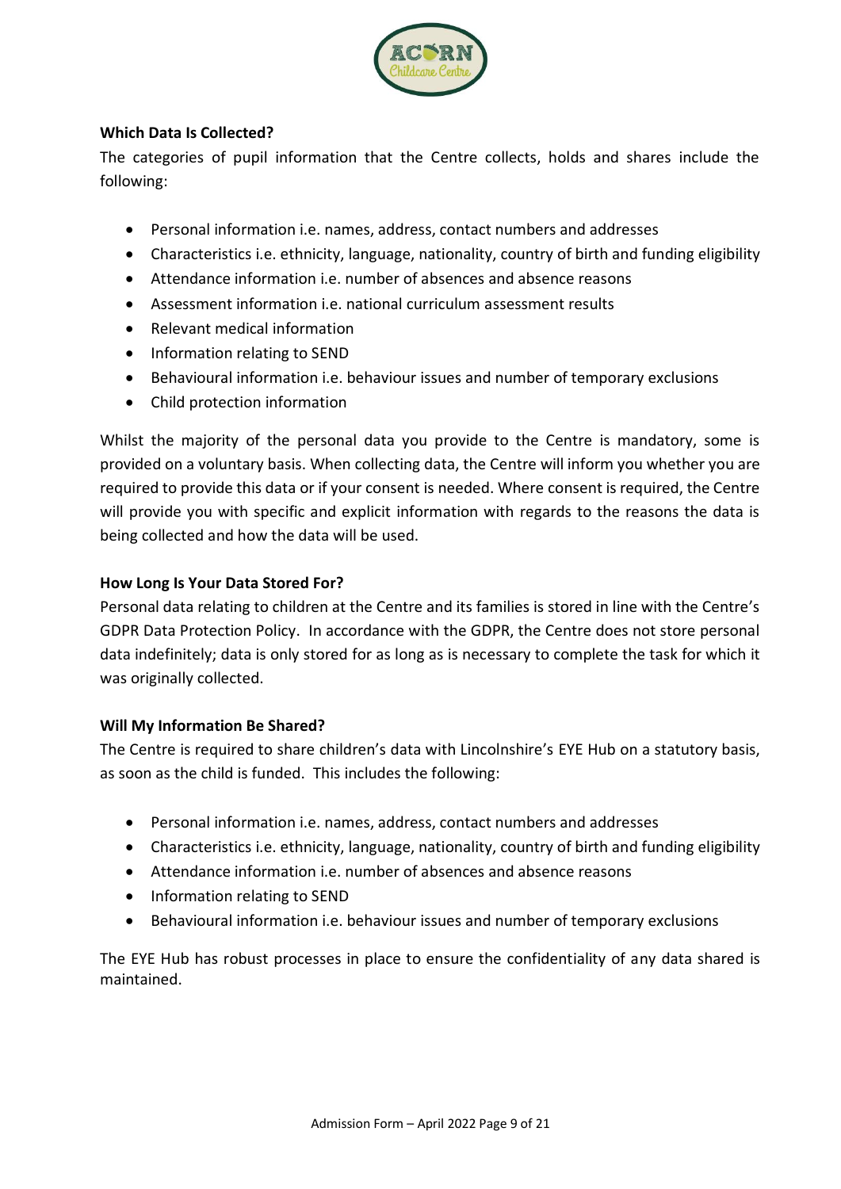### Which Data Is Collected?

The categories of pupil information that the Centre collects, holds and shares include the following:

- Personal information i.e. names, address, contact numbers and addresses
- Characteristics i.e. ethnicity, language, nationality, country of birth and funding eligibility
- Attendance information i.e. number of absences and absence reasons
- Assessment information i.e. national curriculum assessment results
- Relevant medical information
- Information relating to SEND
- Behavioural information i.e. behaviour issues and number of temporary exclusions
- Child protection information

Whilst the majority of the personal data you provide to the Centre is mandatory, some is provided on a voluntary basis. When collecting data, the Centre will inform you whether you are required to provide this data or if your consent is needed. Where consent is required, the Centre will provide you with specific and explicit information with regards to the reasons the data is being collected and how the data will be used.

### How Long Is Your Data Stored For?

Personal data relating to children at the Centre and its families is stored in line with the Centre's GDPR Data Protection Policy. In accordance with the GDPR, the Centre does not store personal data indefinitely; data is only stored for as long as is necessary to complete the task for which it was originally collected.

### Will My Information Be Shared?

The Centre is required to share children's data with Lincolnshire's EYE Hub on a statutory basis, as soon as the child is funded. This includes the following:

- Personal information i.e. names, address, contact numbers and addresses
- Characteristics i.e. ethnicity, language, nationality, country of birth and funding eligibility
- Attendance information i.e. number of absences and absence reasons
- Information relating to SEND
- Behavioural information i.e. behaviour issues and number of temporary exclusions

The EYE Hub has robust processes in place to ensure the confidentiality of any data shared is maintained.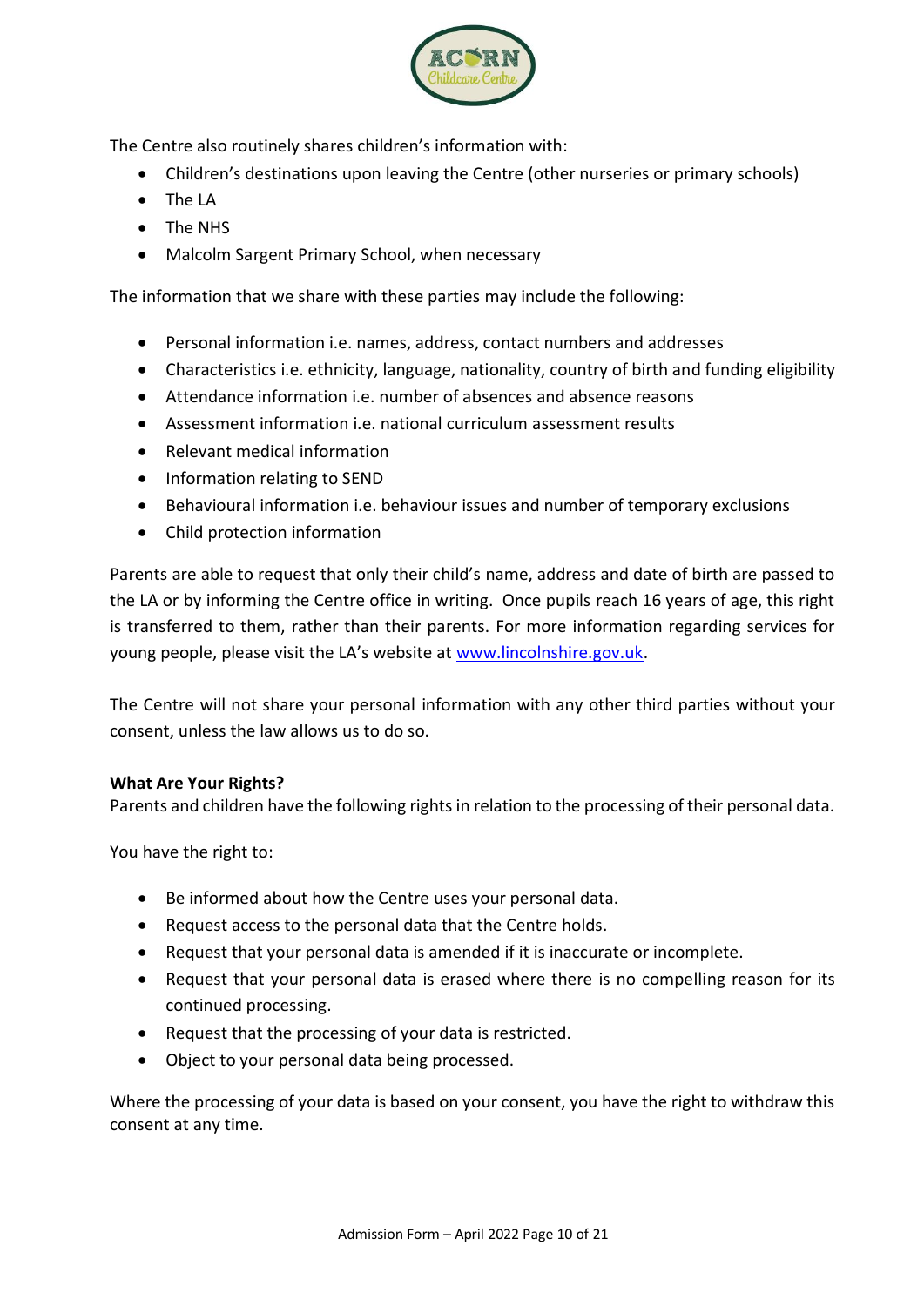The Centre also routinely shares children's information with:

- Children's destinations upon leaving the Centre (other nurseries or primary schools)
- The LA
- The NHS
- Malcolm Sargent Primary School, when necessary

The information that we share with these parties may include the following:

- Personal information i.e. names, address, contact numbers and addresses
- Characteristics i.e. ethnicity, language, nationality, country of birth and funding eligibility
- Attendance information i.e. number of absences and absence reasons
- Assessment information i.e. national curriculum assessment results
- Relevant medical information
- Information relating to SEND
- Behavioural information i.e. behaviour issues and number of temporary exclusions
- Child protection information

Parents are able to request that only their child's name, address and date of birth are passed to the LA or by informing the Centre office in writing. Once pupils reach 16 years of age, this right is transferred to them, rather than their parents. For more information regarding services for young people, please visit the LA's website at [www.lincolnshire.gov.uk](http://www.lincolnshire.gov.uk).

The Centre will not share your personal information with any other third parties without your consent, unless the law allows us to do so.

**What Are Your Rights?**
Parents and children have the following rights in relation to the processing of their personal data.

You have the right to:

- Be informed about how the Centre uses your personal data.
- Request access to the personal data that the Centre holds.
- Request that your personal data is amended if it is inaccurate or incomplete.
- Request that your personal data is erased where there is no compelling reason for its continued processing.
- Request that the processing of your data is restricted.
- Object to your personal data being processed.

Where the processing of your data is based on your consent, you have the right to withdraw this consent at any time.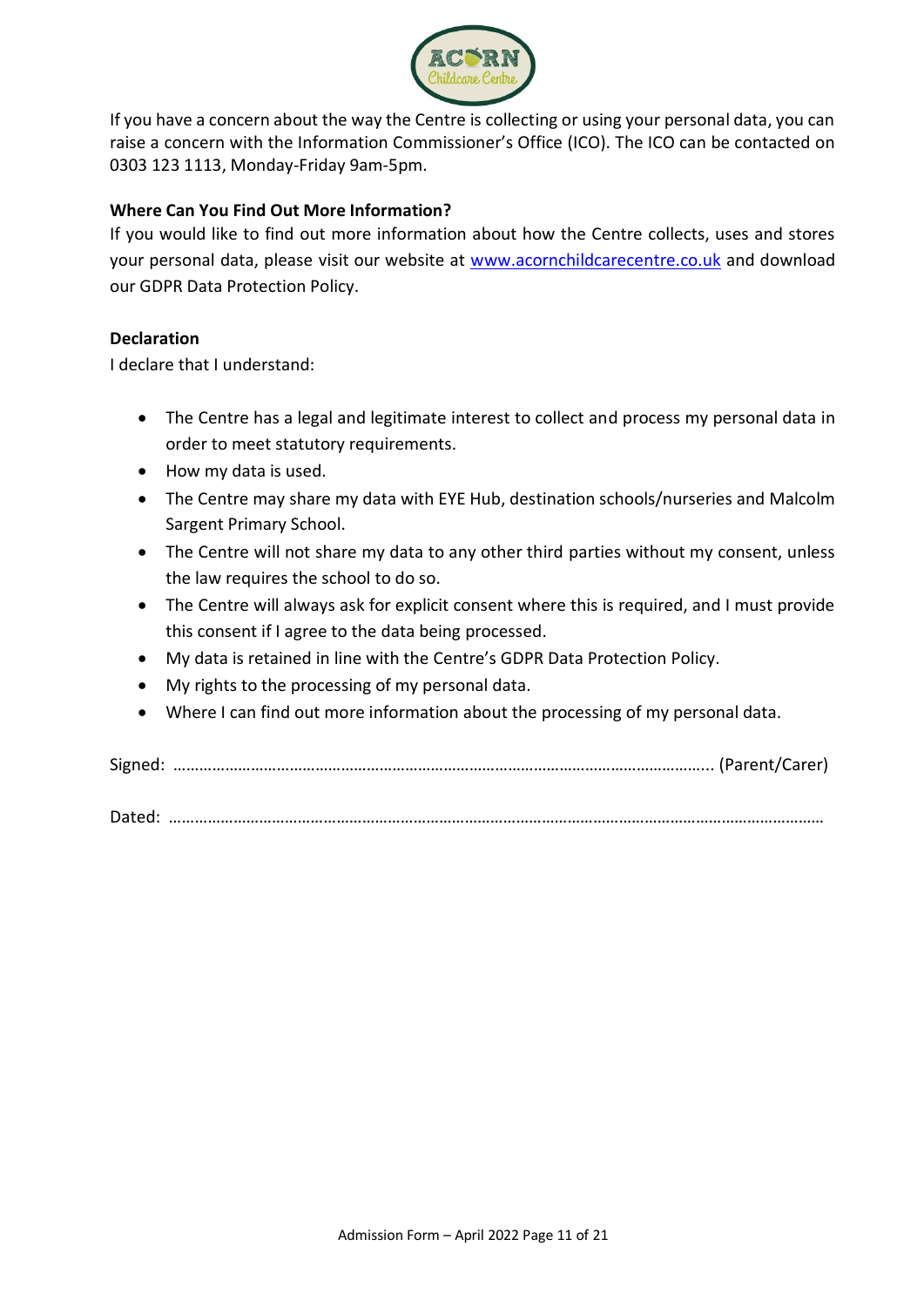If you have a concern about the way the Centre is collecting or using your personal data, you can raise a concern with the Information Commissioner's Office (ICO). The ICO can be contacted on 0303 123 1113, Monday-Friday 9am-5pm.

**Where Can You Find Out More Information?**

If you would like to find out more information about how the Centre collects, uses and stores your personal data, please visit our website at [www.acornchildcarecentre.co.uk](http://www.acornchildcarecentre.co.uk) and download our GDPR Data Protection Policy.

**Declaration**

I declare that I understand:

- The Centre has a legal and legitimate interest to collect and process my personal data in order to meet statutory requirements.
- How my data is used.
- The Centre may share my data with EYE Hub, destination schools/nurseries and Malcolm Sargent Primary School.
- The Centre will not share my data to any other third parties without my consent, unless the law requires the school to do so.
- The Centre will always ask for explicit consent where this is required, and I must provide this consent if I agree to the data being processed.
- My data is retained in line with the Centre's GDPR Data Protection Policy.
- My rights to the processing of my personal data.
- Where I can find out more information about the processing of my personal data.

Signed: ……………………………………………………………………………………………………….. (Parent/Carer)

Dated: ………………………………………………………………………………………………………………………………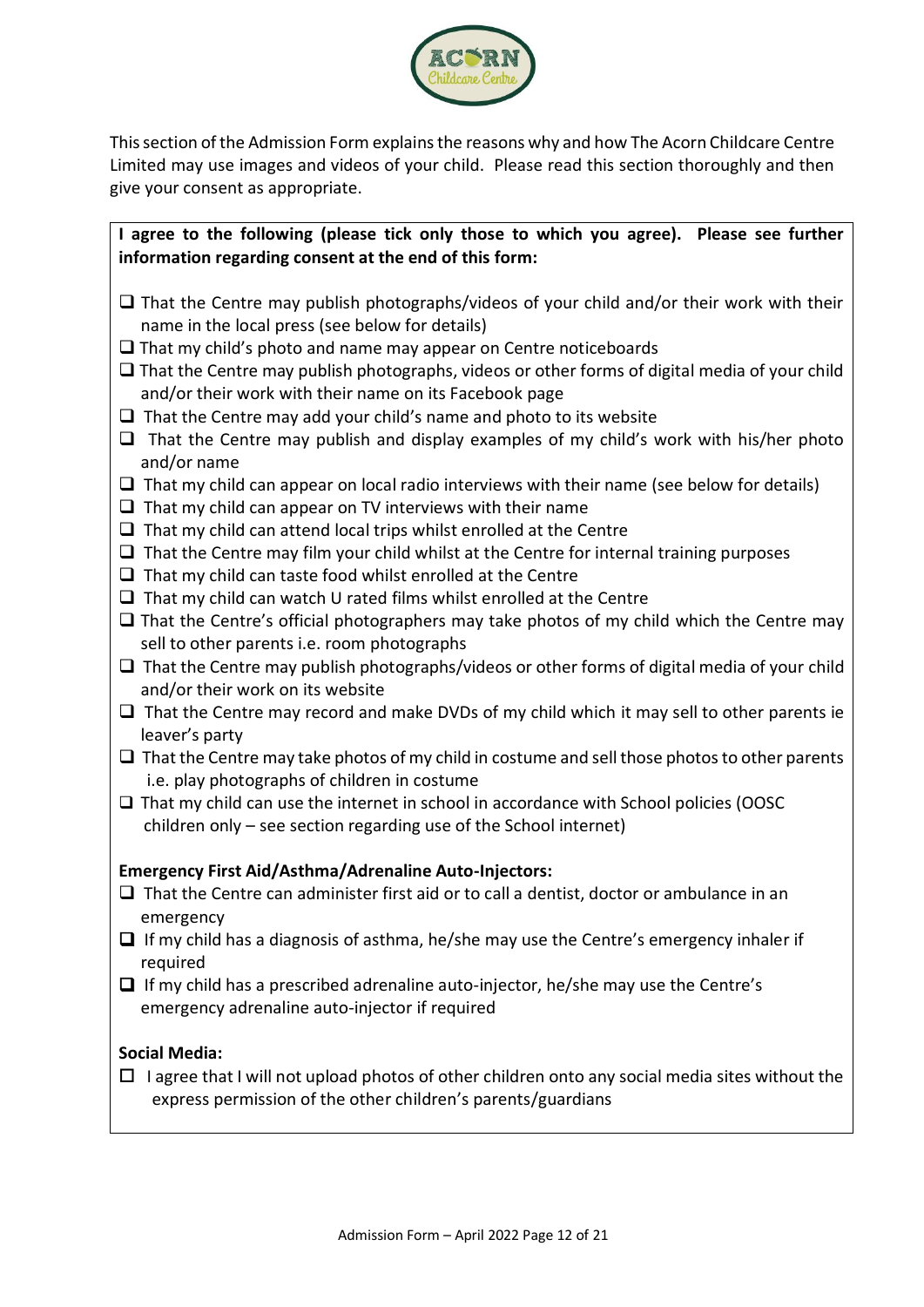This section of the Admission Form explains the reasons why and how The Acorn Childcare Centre Limited may use images and videos of your child. Please read this section thoroughly and then give your consent as appropriate.

**I agree to the following (please tick only those to which you agree). Please see further information regarding consent at the end of this form:**

- ❑ That the Centre may publish photographs/videos of your child and/or their work with their name in the local press (see below for details)
- ❑ That my child's photo and name may appear on Centre noticeboards
- ❑ That the Centre may publish photographs, videos or other forms of digital media of your child and/or their work with their name on its Facebook page
- ❑ That the Centre may add your child's name and photo to its website
- ❑ That the Centre may publish and display examples of my child's work with his/her photo and/or name
- ❑ That my child can appear on local radio interviews with their name (see below for details)
- ❑ That my child can appear on TV interviews with their name
- ❑ That my child can attend local trips whilst enrolled at the Centre
- ❑ That the Centre may film your child whilst at the Centre for internal training purposes
- ❑ That my child can taste food whilst enrolled at the Centre
- ❑ That my child can watch U rated films whilst enrolled at the Centre
- ❑ That the Centre's official photographers may take photos of my child which the Centre may sell to other parents i.e. room photographs
- ❑ That the Centre may publish photographs/videos or other forms of digital media of your child and/or their work on its website
- ❑ That the Centre may record and make DVDs of my child which it may sell to other parents ie leaver's party
- ❑ That the Centre may take photos of my child in costume and sell those photos to other parents i.e. play photographs of children in costume
- ❑ That my child can use the internet in school in accordance with School policies (OOSC children only – see section regarding use of the School internet)

**Emergency First Aid/Asthma/Adrenaline Auto-Injectors:**

- ❑ That the Centre can administer first aid or to call a dentist, doctor or ambulance in an emergency
- ❑ If my child has a diagnosis of asthma, he/she may use the Centre's emergency inhaler if required
- ❑ If my child has a prescribed adrenaline auto-injector, he/she may use the Centre's emergency adrenaline auto-injector if required

**Social Media:**

- ☐ I agree that I will not upload photos of other children onto any social media sites without the express permission of the other children's parents/guardians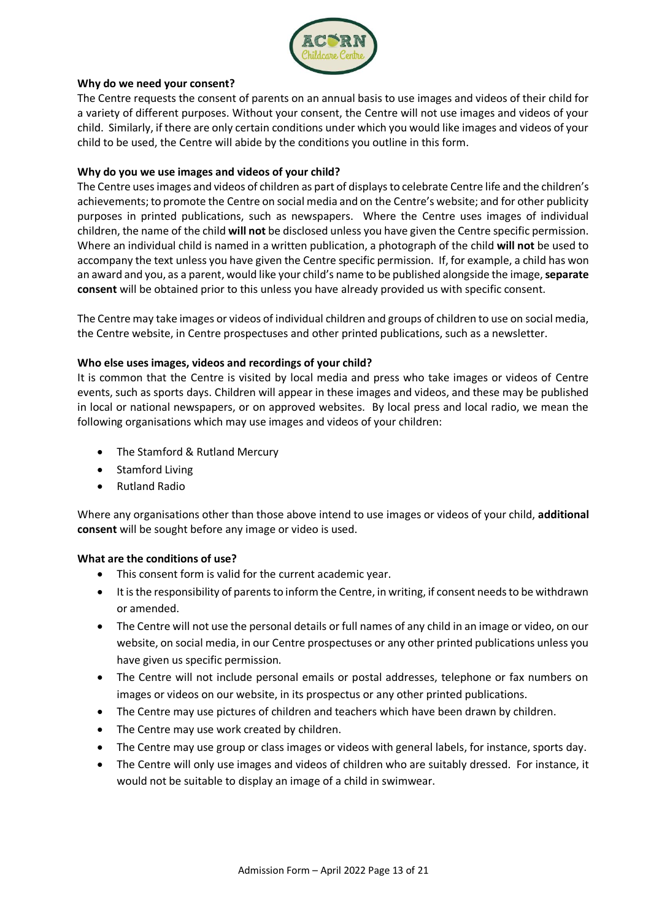**Why do we need your consent?**

The Centre requests the consent of parents on an annual basis to use images and videos of their child for a variety of different purposes. Without your consent, the Centre will not use images and videos of your child. Similarly, if there are only certain conditions under which you would like images and videos of your child to be used, the Centre will abide by the conditions you outline in this form.

**Why do you we use images and videos of your child?**

The Centre uses images and videos of children as part of displays to celebrate Centre life and the children's achievements; to promote the Centre on social media and on the Centre's website; and for other publicity purposes in printed publications, such as newspapers. Where the Centre uses images of individual children, the name of the child **will not** be disclosed unless you have given the Centre specific permission. Where an individual child is named in a written publication, a photograph of the child **will not** be used to accompany the text unless you have given the Centre specific permission. If, for example, a child has won an award and you, as a parent, would like your child's name to be published alongside the image, **separate consent** will be obtained prior to this unless you have already provided us with specific consent.

The Centre may take images or videos of individual children and groups of children to use on social media, the Centre website, in Centre prospectuses and other printed publications, such as a newsletter.

**Who else uses images, videos and recordings of your child?**

It is common that the Centre is visited by local media and press who take images or videos of Centre events, such as sports days. Children will appear in these images and videos, and these may be published in local or national newspapers, or on approved websites. By local press and local radio, we mean the following organisations which may use images and videos of your children:

- The Stamford & Rutland Mercury
- Stamford Living
- Rutland Radio

Where any organisations other than those above intend to use images or videos of your child, **additional consent** will be sought before any image or video is used.

**What are the conditions of use?**

- This consent form is valid for the current academic year.
- It is the responsibility of parents to inform the Centre, in writing, if consent needs to be withdrawn or amended.
- The Centre will not use the personal details or full names of any child in an image or video, on our website, on social media, in our Centre prospectuses or any other printed publications unless you have given us specific permission.
- The Centre will not include personal emails or postal addresses, telephone or fax numbers on images or videos on our website, in its prospectus or any other printed publications.
- The Centre may use pictures of children and teachers which have been drawn by children.
- The Centre may use work created by children.
- The Centre may use group or class images or videos with general labels, for instance, sports day.
- The Centre will only use images and videos of children who are suitably dressed. For instance, it would not be suitable to display an image of a child in swimwear.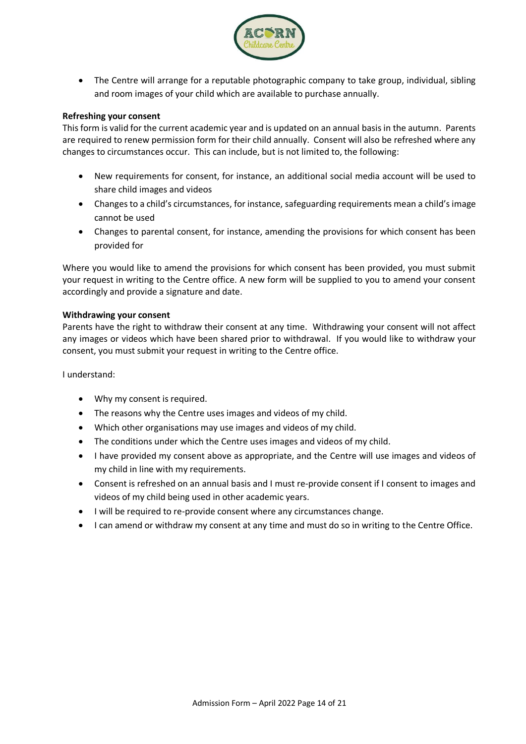- The Centre will arrange for a reputable photographic company to take group, individual, sibling and room images of your child which are available to purchase annually.

**Refreshing your consent**

This form is valid for the current academic year and is updated on an annual basis in the autumn. Parents are required to renew permission form for their child annually. Consent will also be refreshed where any changes to circumstances occur. This can include, but is not limited to, the following:

- New requirements for consent, for instance, an additional social media account will be used to share child images and videos
- Changes to a child's circumstances, for instance, safeguarding requirements mean a child's image cannot be used
- Changes to parental consent, for instance, amending the provisions for which consent has been provided for

Where you would like to amend the provisions for which consent has been provided, you must submit your request in writing to the Centre office. A new form will be supplied to you to amend your consent accordingly and provide a signature and date.

**Withdrawing your consent**

Parents have the right to withdraw their consent at any time. Withdrawing your consent will not affect any images or videos which have been shared prior to withdrawal. If you would like to withdraw your consent, you must submit your request in writing to the Centre office.

I understand:

- Why my consent is required.
- The reasons why the Centre uses images and videos of my child.
- Which other organisations may use images and videos of my child.
- The conditions under which the Centre uses images and videos of my child.
- I have provided my consent above as appropriate, and the Centre will use images and videos of my child in line with my requirements.
- Consent is refreshed on an annual basis and I must re-provide consent if I consent to images and videos of my child being used in other academic years.
- I will be required to re-provide consent where any circumstances change.
- I can amend or withdraw my consent at any time and must do so in writing to the Centre Office.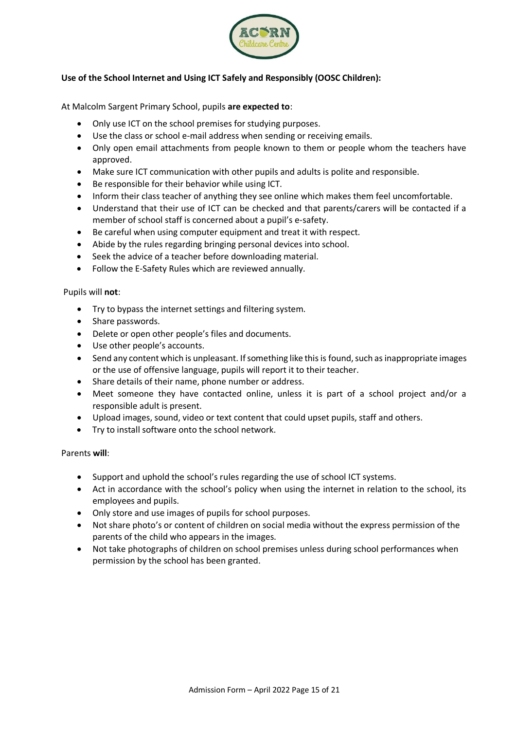**Use of the School Internet and Using ICT Safely and Responsibly (OOSC Children):**

At Malcolm Sargent Primary School, pupils **are expected to**:

- Only use ICT on the school premises for studying purposes.
- Use the class or school e-mail address when sending or receiving emails.
- Only open email attachments from people known to them or people whom the teachers have approved.
- Make sure ICT communication with other pupils and adults is polite and responsible.
- Be responsible for their behavior while using ICT.
- Inform their class teacher of anything they see online which makes them feel uncomfortable.
- Understand that their use of ICT can be checked and that parents/carers will be contacted if a member of school staff is concerned about a pupil's e-safety.
- Be careful when using computer equipment and treat it with respect.
- Abide by the rules regarding bringing personal devices into school.
- Seek the advice of a teacher before downloading material.
- Follow the E-Safety Rules which are reviewed annually.

Pupils will **not**:

- Try to bypass the internet settings and filtering system.
- Share passwords.
- Delete or open other people's files and documents.
- Use other people's accounts.
- Send any content which is unpleasant. If something like this is found, such as inappropriate images or the use of offensive language, pupils will report it to their teacher.
- Share details of their name, phone number or address.
- Meet someone they have contacted online, unless it is part of a school project and/or a responsible adult is present.
- Upload images, sound, video or text content that could upset pupils, staff and others.
- Try to install software onto the school network.

Parents **will**:

- Support and uphold the school's rules regarding the use of school ICT systems.
- Act in accordance with the school's policy when using the internet in relation to the school, its employees and pupils.
- Only store and use images of pupils for school purposes.
- Not share photo's or content of children on social media without the express permission of the parents of the child who appears in the images.
- Not take photographs of children on school premises unless during school performances when permission by the school has been granted.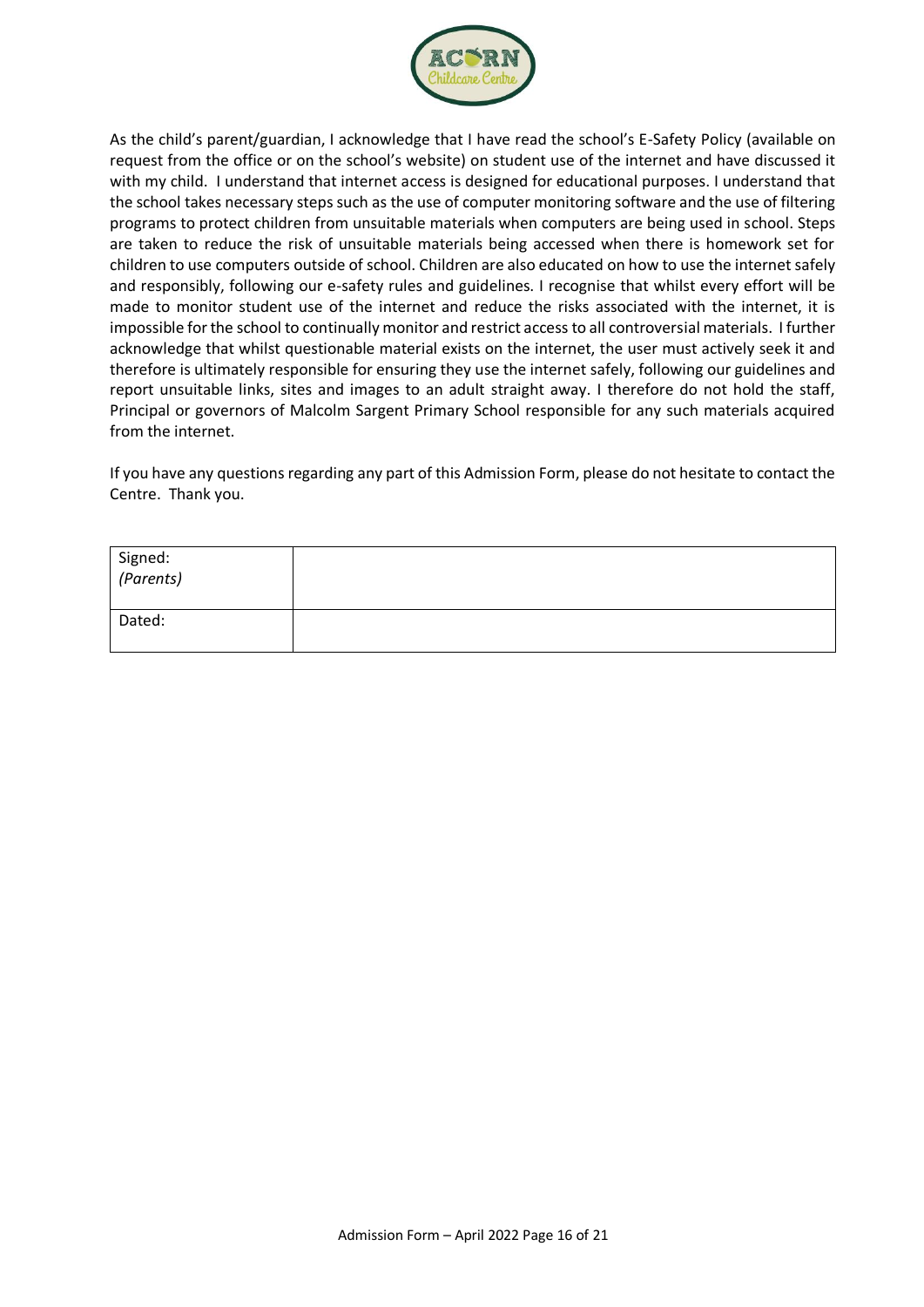As the child's parent/guardian, I acknowledge that I have read the school's E-Safety Policy (available on request from the office or on the school's website) on student use of the internet and have discussed it with my child. I understand that internet access is designed for educational purposes. I understand that the school takes necessary steps such as the use of computer monitoring software and the use of filtering programs to protect children from unsuitable materials when computers are being used in school. Steps are taken to reduce the risk of unsuitable materials being accessed when there is homework set for children to use computers outside of school. Children are also educated on how to use the internet safely and responsibly, following our e-safety rules and guidelines. I recognise that whilst every effort will be made to monitor student use of the internet and reduce the risks associated with the internet, it is impossible for the school to continually monitor and restrict access to all controversial materials. I further acknowledge that whilst questionable material exists on the internet, the user must actively seek it and therefore is ultimately responsible for ensuring they use the internet safely, following our guidelines and report unsuitable links, sites and images to an adult straight away. I therefore do not hold the staff, Principal or governors of Malcolm Sargent Primary School responsible for any such materials acquired from the internet.

If you have any questions regarding any part of this Admission Form, please do not hesitate to contact the Centre. Thank you.

| Signed: *(Parents)* | |
|---|---|
| Dated: | |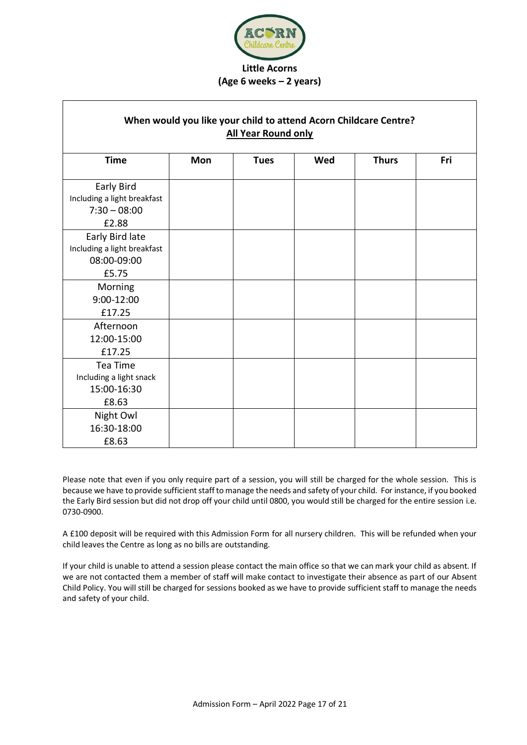**Little Acorns**
**(Age 6 weeks – 2 years)**

**When would you like your child to attend Acorn Childcare Centre?**
**All Year Round only**

| Time | Mon | Tues | Wed | Thurs | Fri |
|---|---|---|---|---|---|
| Early Bird<br>Including a light breakfast<br>7:30 – 08:00<br>£2.88 | | | | | |
| Early Bird late<br>Including a light breakfast<br>08:00-09:00<br>£5.75 | | | | | |
| Morning<br>9:00-12:00<br>£17.25 | | | | | |
| Afternoon<br>12:00-15:00<br>£17.25 | | | | | |
| Tea Time<br>Including a light snack<br>15:00-16:30<br>£8.63 | | | | | |
| Night Owl<br>16:30-18:00<br>£8.63 | | | | | |

Please note that even if you only require part of a session, you will still be charged for the whole session. This is because we have to provide sufficient staff to manage the needs and safety of your child. For instance, if you booked the Early Bird session but did not drop off your child until 0800, you would still be charged for the entire session i.e. 0730-0900.

A £100 deposit will be required with this Admission Form for all nursery children. This will be refunded when your child leaves the Centre as long as no bills are outstanding.

If your child is unable to attend a session please contact the main office so that we can mark your child as absent. If we are not contacted them a member of staff will make contact to investigate their absence as part of our Absent Child Policy. You will still be charged for sessions booked as we have to provide sufficient staff to manage the needs and safety of your child.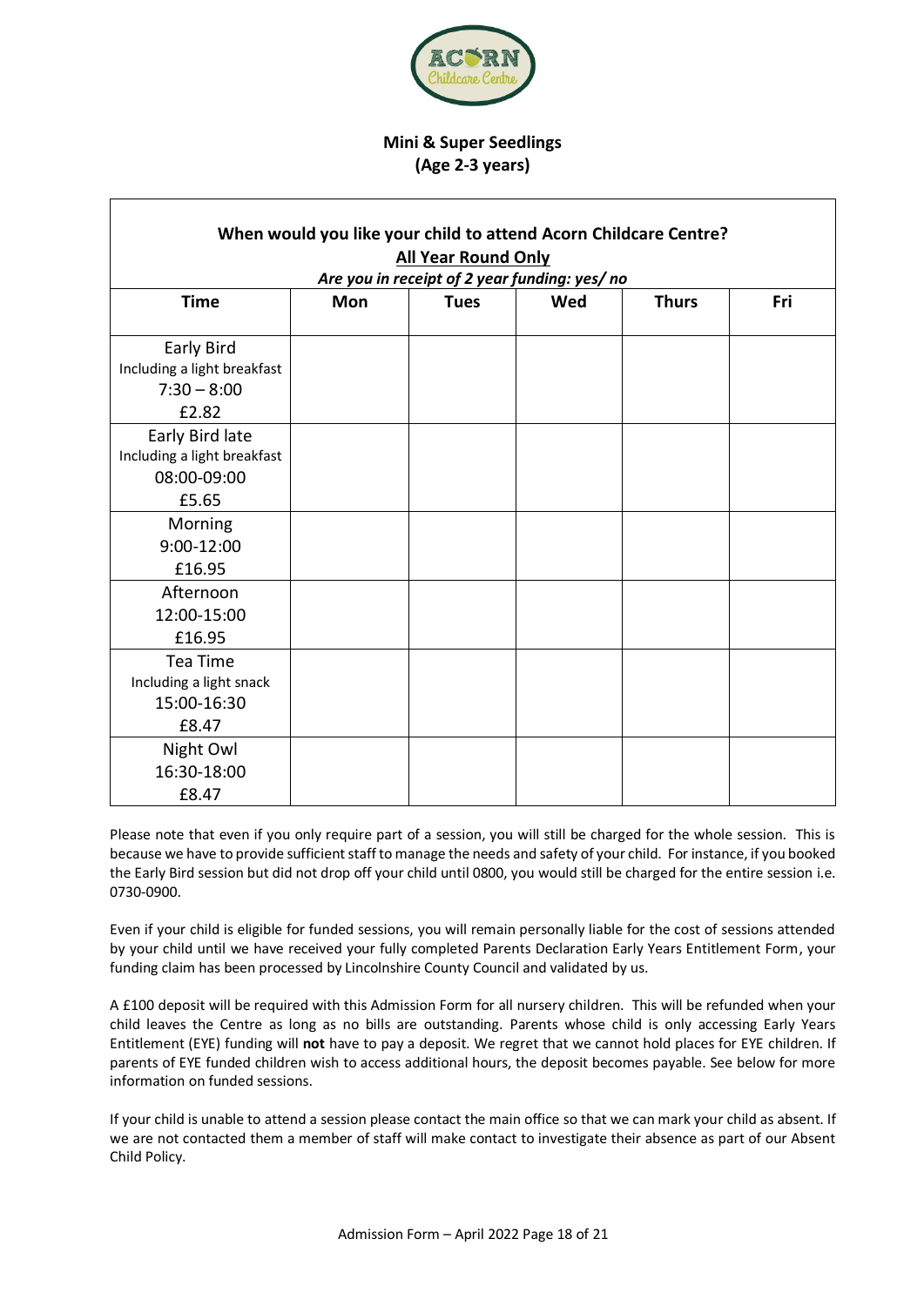## Mini & Super Seedlings
## (Age 2-3 years)

**When would you like your child to attend Acorn Childcare Centre?**

**<u>All Year Round Only</u>**

***Are you in receipt of 2 year funding: yes/ no***

| Time | Mon | Tues | Wed | Thurs | Fri |
|---|---|---|---|---|---|
| Early Bird<br>Including a light breakfast<br>7:30 – 8:00<br>£2.82 | | | | | |
| Early Bird late<br>Including a light breakfast<br>08:00-09:00<br>£5.65 | | | | | |
| Morning<br>9:00-12:00<br>£16.95 | | | | | |
| Afternoon<br>12:00-15:00<br>£16.95 | | | | | |
| Tea Time<br>Including a light snack<br>15:00-16:30<br>£8.47 | | | | | |
| Night Owl<br>16:30-18:00<br>£8.47 | | | | | |

Please note that even if you only require part of a session, you will still be charged for the whole session. This is because we have to provide sufficient staff to manage the needs and safety of your child. For instance, if you booked the Early Bird session but did not drop off your child until 0800, you would still be charged for the entire session i.e. 0730-0900.

Even if your child is eligible for funded sessions, you will remain personally liable for the cost of sessions attended by your child until we have received your fully completed Parents Declaration Early Years Entitlement Form, your funding claim has been processed by Lincolnshire County Council and validated by us.

A £100 deposit will be required with this Admission Form for all nursery children. This will be refunded when your child leaves the Centre as long as no bills are outstanding. Parents whose child is only accessing Early Years Entitlement (EYE) funding will **not** have to pay a deposit. We regret that we cannot hold places for EYE children. If parents of EYE funded children wish to access additional hours, the deposit becomes payable. See below for more information on funded sessions.

If your child is unable to attend a session please contact the main office so that we can mark your child as absent. If we are not contacted them a member of staff will make contact to investigate their absence as part of our Absent Child Policy.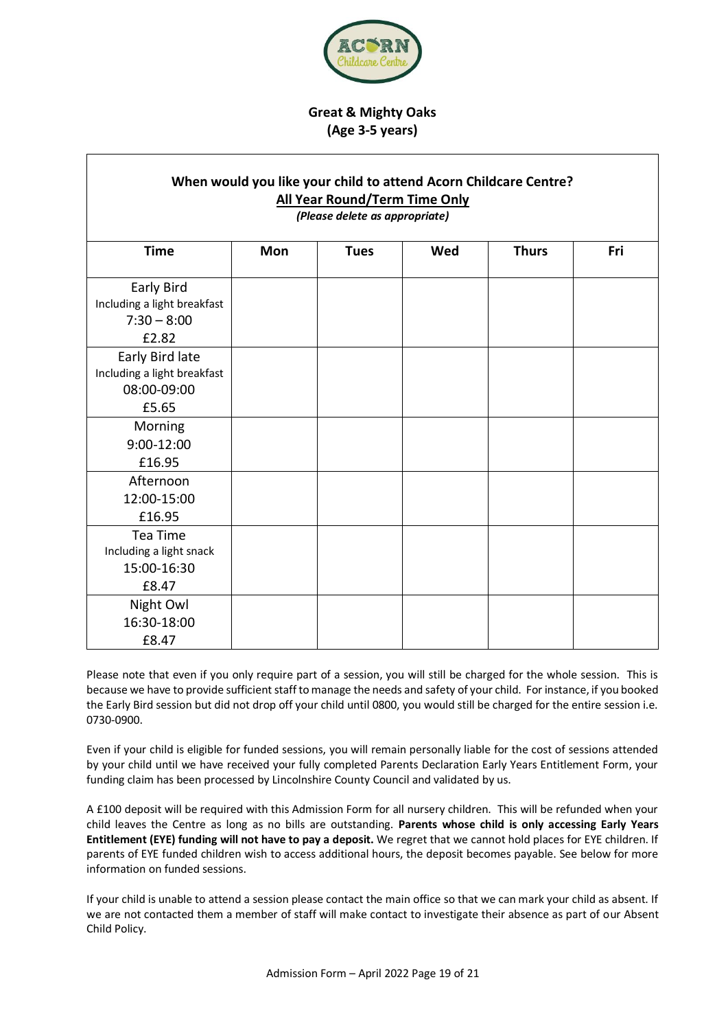## Great & Mighty Oaks
## (Age 3-5 years)

**When would you like your child to attend Acorn Childcare Centre?**

**<u>All Year Round/Term Time Only</u>**

***(Please delete as appropriate)***

| Time | Mon | Tues | Wed | Thurs | Fri |
|---|---|---|---|---|---|
| Early Bird<br>Including a light breakfast<br>7:30 – 8:00<br>£2.82 | | | | | |
| Early Bird late<br>Including a light breakfast<br>08:00-09:00<br>£5.65 | | | | | |
| Morning<br>9:00-12:00<br>£16.95 | | | | | |
| Afternoon<br>12:00-15:00<br>£16.95 | | | | | |
| Tea Time<br>Including a light snack<br>15:00-16:30<br>£8.47 | | | | | |
| Night Owl<br>16:30-18:00<br>£8.47 | | | | | |

Please note that even if you only require part of a session, you will still be charged for the whole session. This is because we have to provide sufficient staff to manage the needs and safety of your child. For instance, if you booked the Early Bird session but did not drop off your child until 0800, you would still be charged for the entire session i.e. 0730-0900.

Even if your child is eligible for funded sessions, you will remain personally liable for the cost of sessions attended by your child until we have received your fully completed Parents Declaration Early Years Entitlement Form, your funding claim has been processed by Lincolnshire County Council and validated by us.

A £100 deposit will be required with this Admission Form for all nursery children. This will be refunded when your child leaves the Centre as long as no bills are outstanding. **Parents whose child is only accessing Early Years Entitlement (EYE) funding will not have to pay a deposit.** We regret that we cannot hold places for EYE children. If parents of EYE funded children wish to access additional hours, the deposit becomes payable. See below for more information on funded sessions.

If your child is unable to attend a session please contact the main office so that we can mark your child as absent. If we are not contacted them a member of staff will make contact to investigate their absence as part of our Absent Child Policy.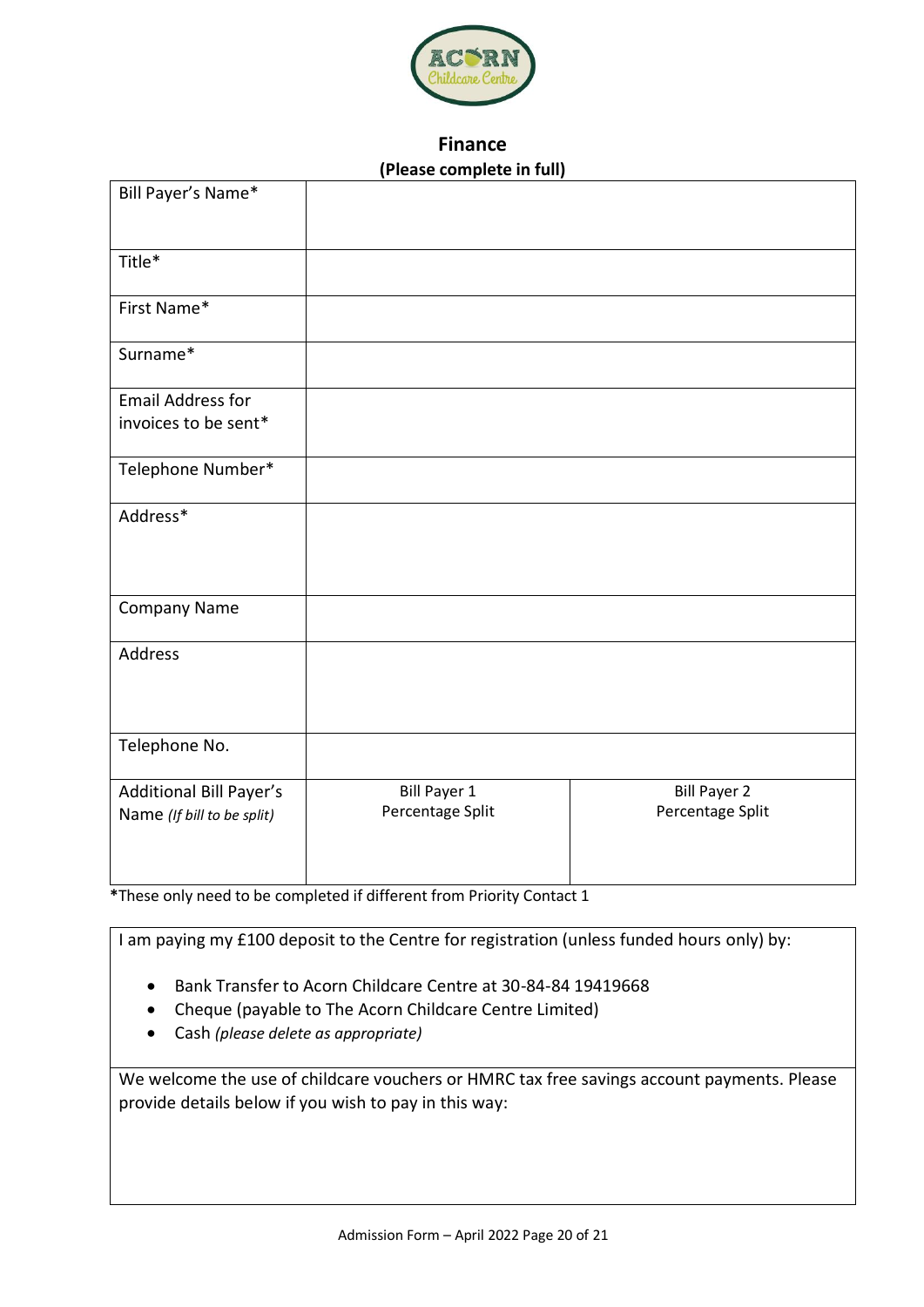# Finance

**(Please complete in full)**

| | | |
|---|---|---|
| Bill Payer's Name* | | |
| Title* | | |
| First Name* | | |
| Surname* | | |
| Email Address for invoices to be sent* | | |
| Telephone Number* | | |
| Address* | | |
| Company Name | | |
| Address | | |
| Telephone No. | | |
| Additional Bill Payer's Name *(If bill to be split)* | Bill Payer 1 Percentage Split | Bill Payer 2 Percentage Split |

***These only need to be completed if different from Priority Contact 1**

I am paying my £100 deposit to the Centre for registration (unless funded hours only) by:

- Bank Transfer to Acorn Childcare Centre at 30-84-84 19419668
- Cheque (payable to The Acorn Childcare Centre Limited)
- Cash *(please delete as appropriate)*

We welcome the use of childcare vouchers or HMRC tax free savings account payments. Please provide details below if you wish to pay in this way: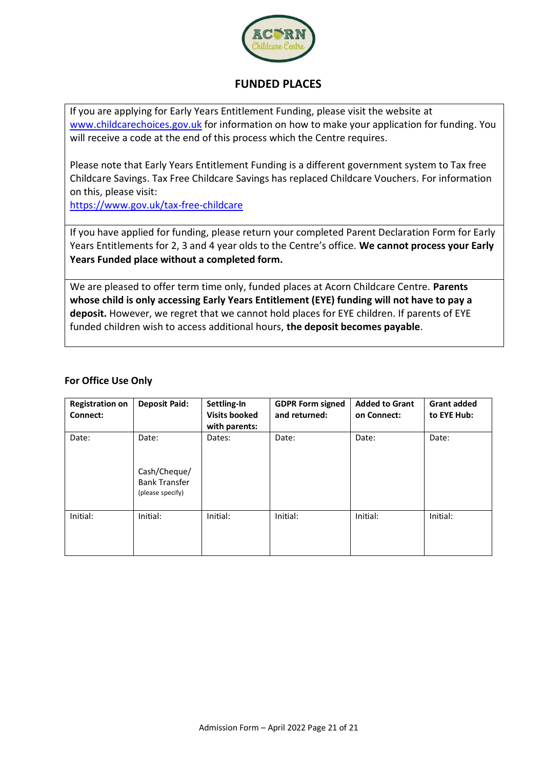## FUNDED PLACES

If you are applying for Early Years Entitlement Funding, please visit the website at www.childcarechoices.gov.uk for information on how to make your application for funding. You will receive a code at the end of this process which the Centre requires.

Please note that Early Years Entitlement Funding is a different government system to Tax free Childcare Savings. Tax Free Childcare Savings has replaced Childcare Vouchers. For information on this, please visit:
https://www.gov.uk/tax-free-childcare

If you have applied for funding, please return your completed Parent Declaration Form for Early Years Entitlements for 2, 3 and 4 year olds to the Centre's office. **We cannot process your Early Years Funded place without a completed form.**

We are pleased to offer term time only, funded places at Acorn Childcare Centre. **Parents whose child is only accessing Early Years Entitlement (EYE) funding will not have to pay a deposit.** However, we regret that we cannot hold places for EYE children. If parents of EYE funded children wish to access additional hours, **the deposit becomes payable**.

### For Office Use Only

| **Registration on Connect:** | **Deposit Paid:** | **Settling-In Visits booked with parents:** | **GDPR Form signed and returned:** | **Added to Grant on Connect:** | **Grant added to EYE Hub:** |
|---|---|---|---|---|---|
| Date: | Date:<br><br>Cash/Cheque/ Bank Transfer (please specify) | Dates: | Date: | Date: | Date: |
| Initial: | Initial: | Initial: | Initial: | Initial: | Initial: |